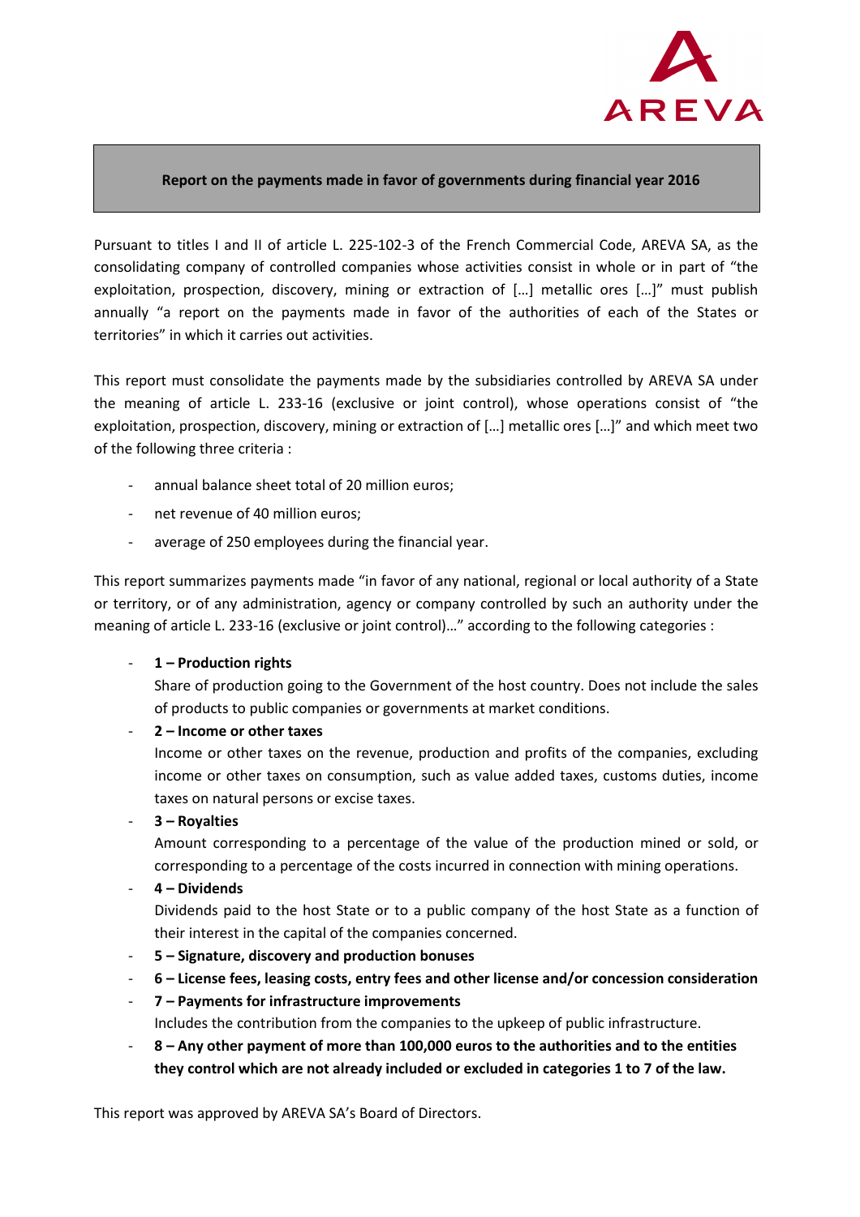AREVA

# Report on the payments made in favor of governments during financial year 2016

Pursuant to titles I and II of article L. 225-102-3 of the French Commercial Code, AREVA SA, as the consolidating company of controlled companies whose activities consist in whole or in part of "the exploitation, prospection, discovery, mining or extraction of […] metallic ores […]" must publish annually "a report on the payments made in favor of the authorities of each of the States or territories" in which it carries out activities.

This report must consolidate the payments made by the subsidiaries controlled by AREVA SA under the meaning of article L. 233-16 (exclusive or joint control), whose operations consist of "the exploitation, prospection, discovery, mining or extraction of […] metallic ores […]" and which meet two of the following three criteria :

- annual balance sheet total of 20 million euros;
- net revenue of 40 million euros;
- average of 250 employees during the financial year.

This report summarizes payments made "in favor of any national, regional or local authority of a State or territory, or of any administration, agency or company controlled by such an authority under the meaning of article L. 233-16 (exclusive or joint control)…" according to the following categories :

- **1 – Production rights**
  Share of production going to the Government of the host country. Does not include the sales of products to public companies or governments at market conditions.
- **2 – Income or other taxes**
  Income or other taxes on the revenue, production and profits of the companies, excluding income or other taxes on consumption, such as value added taxes, customs duties, income taxes on natural persons or excise taxes.
- **3 – Royalties**
  Amount corresponding to a percentage of the value of the production mined or sold, or corresponding to a percentage of the costs incurred in connection with mining operations.
- **4 – Dividends**
  Dividends paid to the host State or to a public company of the host State as a function of their interest in the capital of the companies concerned.
- **5 – Signature, discovery and production bonuses**
- **6 – License fees, leasing costs, entry fees and other license and/or concession consideration**
- **7 – Payments for infrastructure improvements**
  Includes the contribution from the companies to the upkeep of public infrastructure.
- **8 – Any other payment of more than 100,000 euros to the authorities and to the entities they control which are not already included or excluded in categories 1 to 7 of the law.**

This report was approved by AREVA SA's Board of Directors.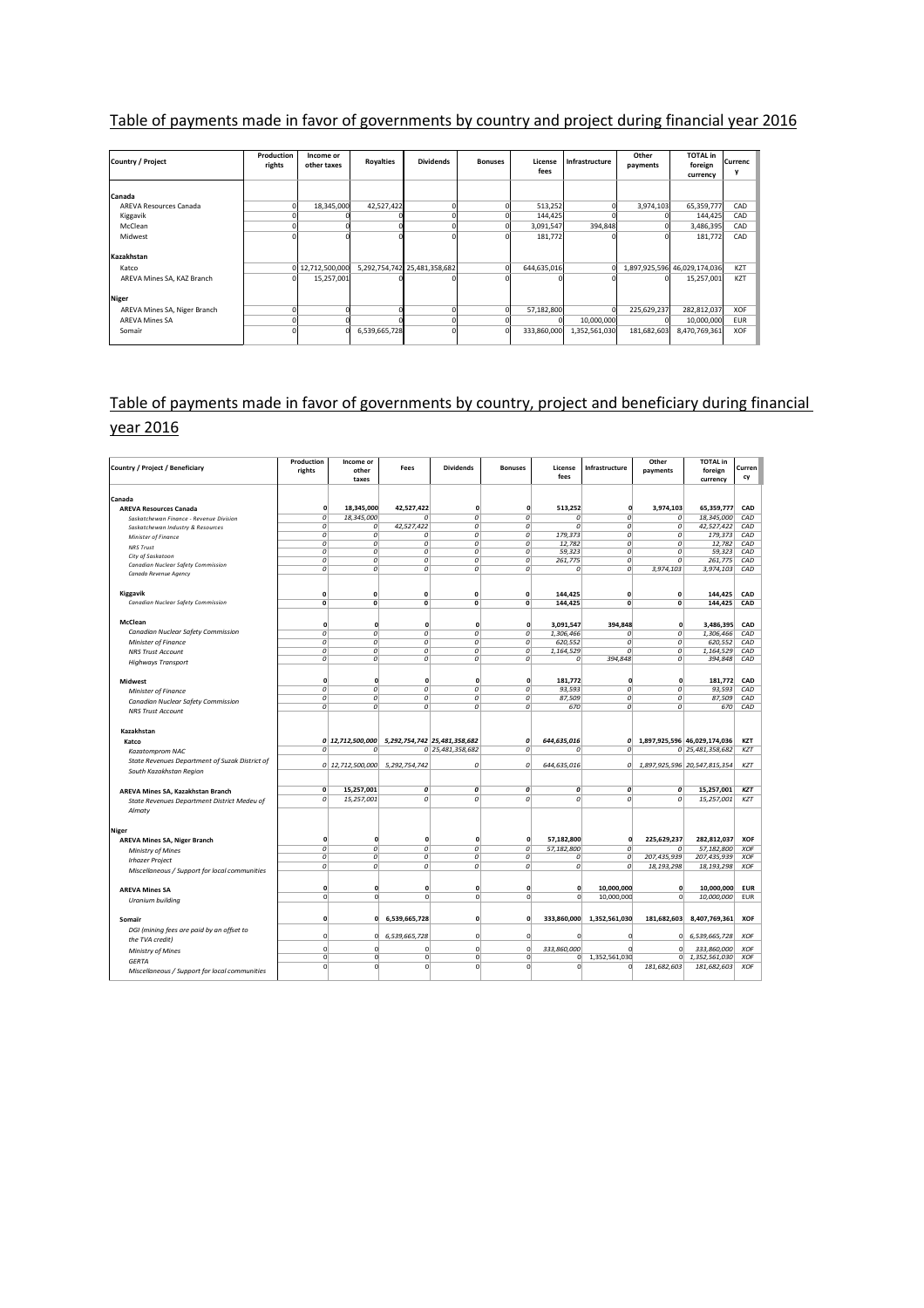## Table of payments made in favor of governments by country and project during financial year 2016

| Country / Project | Production rights | Income or other taxes | Royalties | Dividends | Bonuses | License fees | Infrastructure | Other payments | TOTAL in foreign currency | Currency |
|---|---|---|---|---|---|---|---|---|---|---|
| **Canada** | | | | | | | | | | |
| AREVA Resources Canada | 0 | 18,345,000 | 42,527,422 | 0 | 0 | 513,252 | 0 | 3,974,103 | 65,359,777 | CAD |
| Kiggavik | 0 | 0 | 0 | 0 | 0 | 144,425 | 0 | 0 | 144,425 | CAD |
| McClean | 0 | 0 | 0 | 0 | 0 | 3,091,547 | 394,848 | 0 | 3,486,395 | CAD |
| Midwest | 0 | 0 | 0 | 0 | 0 | 181,772 | 0 | 0 | 181,772 | CAD |
| **Kazakhstan** | | | | | | | | | | |
| Katco | 0 | 12,712,500,000 | 5,292,754,742 | 25,481,358,682 | 0 | 644,635,016 | 0 | 1,897,925,596 | 46,029,174,036 | KZT |
| AREVA Mines SA, KAZ Branch | 0 | 15,257,001 | 0 | 0 | 0 | 0 | 0 | 0 | 15,257,001 | KZT |
| **Niger** | | | | | | | | | | |
| AREVA Mines SA, Niger Branch | 0 | 0 | 0 | 0 | 0 | 57,182,800 | 0 | 225,629,237 | 282,812,037 | XOF |
| AREVA Mines SA | 0 | 0 | 0 | 0 | 0 | 0 | 10,000,000 | 0 | 10,000,000 | EUR |
| Somair | 0 | 0 | 6,539,665,728 | 0 | 0 | 333,860,000 | 1,352,561,030 | 181,682,603 | 8,470,769,361 | XOF |

## Table of payments made in favor of governments by country, project and beneficiary during financial year 2016

| Country / Project / Beneficiary | Production rights | Income or other taxes | Fees | Dividends | Bonuses | License fees | Infrastructure | Other payments | TOTAL in foreign currency | Currency |
|---|---|---|---|---|---|---|---|---|---|---|
| **Canada** | | | | | | | | | | |
| **AREVA Resources Canada** | **0** | **18,345,000** | **42,527,422** | **0** | **0** | **513,252** | **0** | **3,974,103** | **65,359,777** | **CAD** |
| *Saskatchewan Finance - Revenue Division* | *0* | *18,345,000* | *0* | *0* | *0* | *0* | *0* | *0* | *18,345,000* | *CAD* |
| *Saskatchewan Industry & Resources* | *0* | *0* | *42,527,422* | *0* | *0* | *0* | *0* | *0* | *42,527,422* | *CAD* |
| *Minister of Finance* | *0* | *0* | *0* | *0* | *0* | *179,373* | *0* | *0* | *179,373* | *CAD* |
| *NRS Trust* | *0* | *0* | *0* | *0* | *0* | *12,782* | *0* | *0* | *12,782* | *CAD* |
| *City of Saskatoon* | *0* | *0* | *0* | *0* | *0* | *59,323* | *0* | *0* | *59,323* | *CAD* |
| *Canadian Nuclear Safety Commission* | *0* | *0* | *0* | *0* | *0* | *261,775* | *0* | *0* | *261,775* | *CAD* |
| *Canada Revenue Agency* | *0* | *0* | *0* | *0* | *0* | *0* | *0* | *3,974,103* | *3,974,103* | *CAD* |
| **Kiggavik** | **0** | **0** | **0** | **0** | **0** | **144,425** | **0** | **0** | **144,425** | **CAD** |
| *Canadian Nuclear Safety Commission* | **0** | **0** | **0** | **0** | **0** | **144,425** | **0** | **0** | **144,425** | **CAD** |
| **McClean** | **0** | **0** | **0** | **0** | **0** | **3,091,547** | **394,848** | **0** | **3,486,395** | **CAD** |
| *Canadian Nuclear Safety Commission* | *0* | *0* | *0* | *0* | *0* | *1,306,466* | *0* | *0* | *1,306,466* | *CAD* |
| *Minister of Finance* | *0* | *0* | *0* | *0* | *0* | *620,552* | *0* | *0* | *620,552* | *CAD* |
| *NRS Trust Account* | *0* | *0* | *0* | *0* | *0* | *1,164,529* | *0* | *0* | *1,164,529* | *CAD* |
| *Highways Transport* | *0* | *0* | *0* | *0* | *0* | *0* | *394,848* | *0* | *394,848* | *CAD* |
| **Midwest** | **0** | **0** | **0** | **0** | **0** | **181,772** | **0** | **0** | **181,772** | **CAD** |
| *Minister of Finance* | *0* | *0* | *0* | *0* | *0* | *93,593* | *0* | *0* | *93,593* | *CAD* |
| *Canadian Nuclear Safety Commission* | *0* | *0* | *0* | *0* | *0* | *87,509* | *0* | *0* | *87,509* | *CAD* |
| *NRS Trust Account* | *0* | *0* | *0* | *0* | *0* | *670* | *0* | *0* | *670* | *CAD* |
| **Kazakhstan** | | | | | | | | | | |
| **Katco** | ***0*** | ***12,712,500,000*** | ***5,292,754,742*** | ***25,481,358,682*** | ***0*** | ***644,635,016*** | ***0*** | ***1,897,925,596*** | ***46,029,174,036*** | **KZT** |
| *Kazatomprom NAC* | *0* | *0* | *0* | *25,481,358,682* | *0* | *0* | *0* | *0* | *25,481,358,682* | *KZT* |
| *State Revenues Department of Suzak District of South Kazakhstan Region* | *0* | *12,712,500,000* | *5,292,754,742* | *0* | *0* | *644,635,016* | *0* | *1,897,925,596* | *20,547,815,354* | *KZT* |
| **AREVA Mines SA, Kazakhstan Branch** | **0** | **15,257,001** | ***0*** | ***0*** | ***0*** | ***0*** | ***0*** | ***0*** | **15,257,001** | ***KZT*** |
| *State Revenues Department District Medeu of Almaty* | *0* | *15,257,001* | *0* | *0* | *0* | *0* | *0* | *0* | *15,257,001* | *KZT* |
| **Niger** | | | | | | | | | | |
| **AREVA Mines SA, Niger Branch** | **0** | **0** | **0** | **0** | **0** | **57,182,800** | **0** | **225,629,237** | **282,812,037** | **XOF** |
| *Ministry of Mines* | *0* | *0* | *0* | *0* | *0* | *57,182,800* | *0* | *0* | *57,182,800* | *XOF* |
| *Irhazer Project* | *0* | *0* | *0* | *0* | *0* | *0* | *0* | *207,435,939* | *207,435,939* | *XOF* |
| *Miscellaneous / Support for local communities* | *0* | *0* | *0* | *0* | *0* | *0* | *0* | *18,193,298* | *18,193,298* | *XOF* |
| **AREVA Mines SA** | **0** | **0** | **0** | **0** | **0** | **0** | **10,000,000** | **0** | **10,000,000** | **EUR** |
| *Uranium building* | 0 | 0 | 0 | 0 | 0 | 0 | 10,000,000 | 0 | *10,000,000* | *EUR* |
| **Somair** | **0** | **0** | **6,539,665,728** | **0** | **0** | **333,860,000** | **1,352,561,030** | **181,682,603** | **8,407,769,361** | **XOF** |
| *DGI (mining fees are paid by an offset to the TVA credit)* | 0 | 0 | *6,539,665,728* | 0 | 0 | 0 | 0 | 0 | *6,539,665,728* | *XOF* |
| *Ministry of Mines* | 0 | 0 | 0 | 0 | 0 | *333,860,000* | 0 | 0 | *333,860,000* | *XOF* |
| *GERTA* | 0 | 0 | 0 | 0 | 0 | 0 | *1,352,561,030* | 0 | *1,352,561,030* | *XOF* |
| *Miscellaneous / Support for local communities* | 0 | 0 | 0 | 0 | 0 | 0 | 0 | *181,682,603* | *181,682,603* | *XOF* |